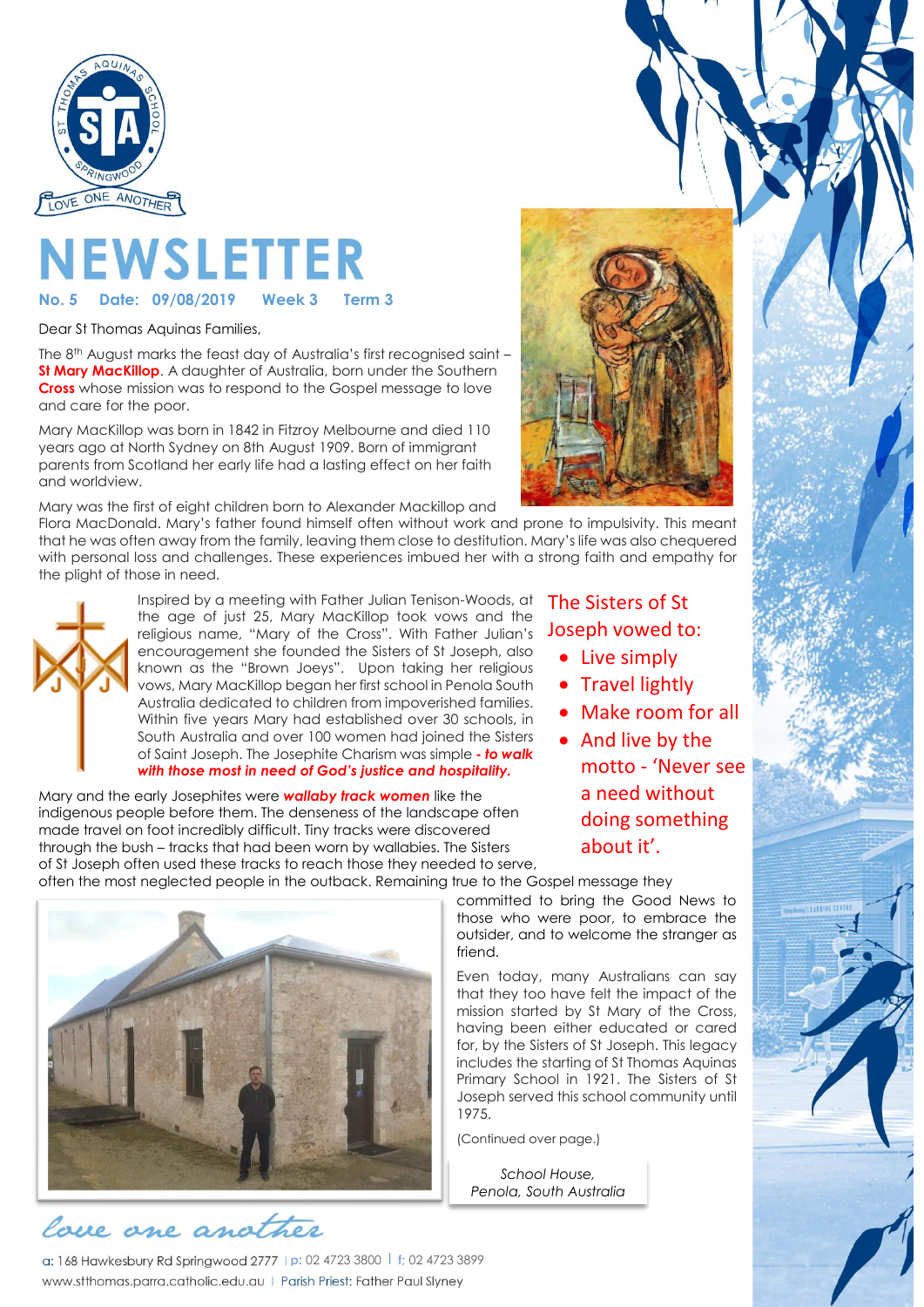# NEWSLETTER

**No. 5 Date: 09/08/2019 Week 3 Term 3**

Dear St Thomas Aquinas Families,

The 8th August marks the feast day of Australia's first recognised saint – **St Mary MacKillop**. A daughter of Australia, born under the Southern **Cross** whose mission was to respond to the Gospel message to love and care for the poor.

Mary MacKillop was born in 1842 in Fitzroy Melbourne and died 110 years ago at North Sydney on 8th August 1909. Born of immigrant parents from Scotland her early life had a lasting effect on her faith and worldview.

Mary was the first of eight children born to Alexander Mackillop and Flora MacDonald. Mary's father found himself often without work and prone to impulsivity. This meant that he was often away from the family, leaving them close to destitution. Mary's life was also chequered with personal loss and challenges. These experiences imbued her with a strong faith and empathy for the plight of those in need.

Inspired by a meeting with Father Julian Tenison-Woods, at the age of just 25, Mary MacKillop took vows and the religious name, "Mary of the Cross". With Father Julian's encouragement she founded the Sisters of St Joseph, also known as the "Brown Joeys". Upon taking her religious vows, Mary MacKillop began her first school in Penola South Australia dedicated to children from impoverished families. Within five years Mary had established over 30 schools, in South Australia and over 100 women had joined the Sisters of Saint Joseph. The Josephite Charism was simple ***- to walk with those most in need of God's justice and hospitality.***

## The Sisters of St Joseph vowed to:

- Live simply
- Travel lightly
- Make room for all
- And live by the motto - 'Never see a need without doing something about it'.

Mary and the early Josephites were ***wallaby track women*** like the indigenous people before them. The denseness of the landscape often made travel on foot incredibly difficult. Tiny tracks were discovered through the bush – tracks that had been worn by wallabies. The Sisters of St Joseph often used these tracks to reach those they needed to serve, often the most neglected people in the outback. Remaining true to the Gospel message they committed to bring the Good News to those who were poor, to embrace the outsider, and to welcome the stranger as friend.

Even today, many Australians can say that they too have felt the impact of the mission started by St Mary of the Cross, having been either educated or cared for, by the Sisters of St Joseph. This legacy includes the starting of St Thomas Aquinas Primary School in 1921. The Sisters of St Joseph served this school community until 1975.

(Continued over page.)

*School House, Penola, South Australia*

*love one another*

a: 168 Hawkesbury Rd Springwood 2777 | p: 02 4723 3800 | f; 02 4723 3899
www.stthomas.parra.catholic.edu.au | Parish Priest: Father Paul Slyney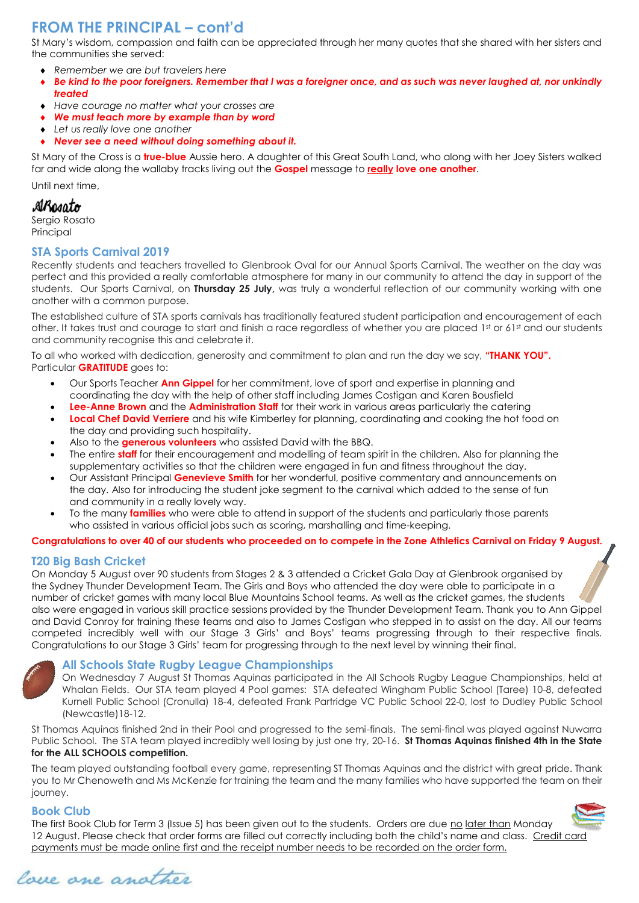## FROM THE PRINCIPAL – cont'd

St Mary's wisdom, compassion and faith can be appreciated through her many quotes that she shared with her sisters and the communities she served:

- *Remember we are but travelers here*
- ***Be kind to the poor foreigners. Remember that I was a foreigner once, and as such was never laughed at, nor unkindly treated***
- *Have courage no matter what your crosses are*
- ***We must teach more by example than by word***
- *Let us really love one another*
- ***Never see a need without doing something about it.***

St Mary of the Cross is a **true-blue** Aussie hero. A daughter of this Great South Land, who along with her Joey Sisters walked far and wide along the wallaby tracks living out the **Gospel** message to **really love one another**.

Until next time,

Sergio Rosato
Principal

## STA Sports Carnival 2019

Recently students and teachers travelled to Glenbrook Oval for our Annual Sports Carnival. The weather on the day was perfect and this provided a really comfortable atmosphere for many in our community to attend the day in support of the students. Our Sports Carnival, on **Thursday 25 July,** was truly a wonderful reflection of our community working with one another with a common purpose.

The established culture of STA sports carnivals has traditionally featured student participation and encouragement of each other. It takes trust and courage to start and finish a race regardless of whether you are placed 1st or 61st and our students and community recognise this and celebrate it.

To all who worked with dedication, generosity and commitment to plan and run the day we say, **"THANK YOU".**
Particular **GRATITUDE** goes to:

- Our Sports Teacher **Ann Gippel** for her commitment, love of sport and expertise in planning and coordinating the day with the help of other staff including James Costigan and Karen Bousfield
- **Lee-Anne Brown** and the **Administration Staff** for their work in various areas particularly the catering
- **Local Chef David Verriere** and his wife Kimberley for planning, coordinating and cooking the hot food on the day and providing such hospitality.
- Also to the **generous volunteers** who assisted David with the BBQ.
- The entire **staff** for their encouragement and modelling of team spirit in the children. Also for planning the supplementary activities so that the children were engaged in fun and fitness throughout the day.
- Our Assistant Principal **Genevieve Smith** for her wonderful, positive commentary and announcements on the day. Also for introducing the student joke segment to the carnival which added to the sense of fun and community in a really lovely way.
- To the many **families** who were able to attend in support of the students and particularly those parents who assisted in various official jobs such as scoring, marshalling and time-keeping.

**Congratulations to over 40 of our students who proceeded on to compete in the Zone Athletics Carnival on Friday 9 August.**

## T20 Big Bash Cricket

On Monday 5 August over 90 students from Stages 2 & 3 attended a Cricket Gala Day at Glenbrook organised by the Sydney Thunder Development Team. The Girls and Boys who attended the day were able to participate in a number of cricket games with many local Blue Mountains School teams. As well as the cricket games, the students also were engaged in various skill practice sessions provided by the Thunder Development Team. Thank you to Ann Gippel and David Conroy for training these teams and also to James Costigan who stepped in to assist on the day. All our teams competed incredibly well with our Stage 3 Girls' and Boys' teams progressing through to their respective finals. Congratulations to our Stage 3 Girls' team for progressing through to the next level by winning their final.

## All Schools State Rugby League Championships

On Wednesday 7 August St Thomas Aquinas participated in the All Schools Rugby League Championships, held at Whalan Fields. Our STA team played 4 Pool games: STA defeated Wingham Public School (Taree) 10-8, defeated Kurnell Public School (Cronulla) 18-4, defeated Frank Partridge VC Public School 22-0, lost to Dudley Public School (Newcastle)18-12.

St Thomas Aquinas finished 2nd in their Pool and progressed to the semi-finals. The semi-final was played against Nuwarra Public School. The STA team played incredibly well losing by just one try, 20-16. **St Thomas Aquinas finished 4th in the State for the ALL SCHOOLS competition.**

The team played outstanding football every game, representing ST Thomas Aquinas and the district with great pride. Thank you to Mr Chenoweth and Ms McKenzie for training the team and the many families who have supported the team on their journey.

## Book Club

The first Book Club for Term 3 (Issue 5) has been given out to the students. Orders are due no later than Monday 12 August. Please check that order forms are filled out correctly including both the child's name and class. Credit card payments must be made online first and the receipt number needs to be recorded on the order form.

*love one another*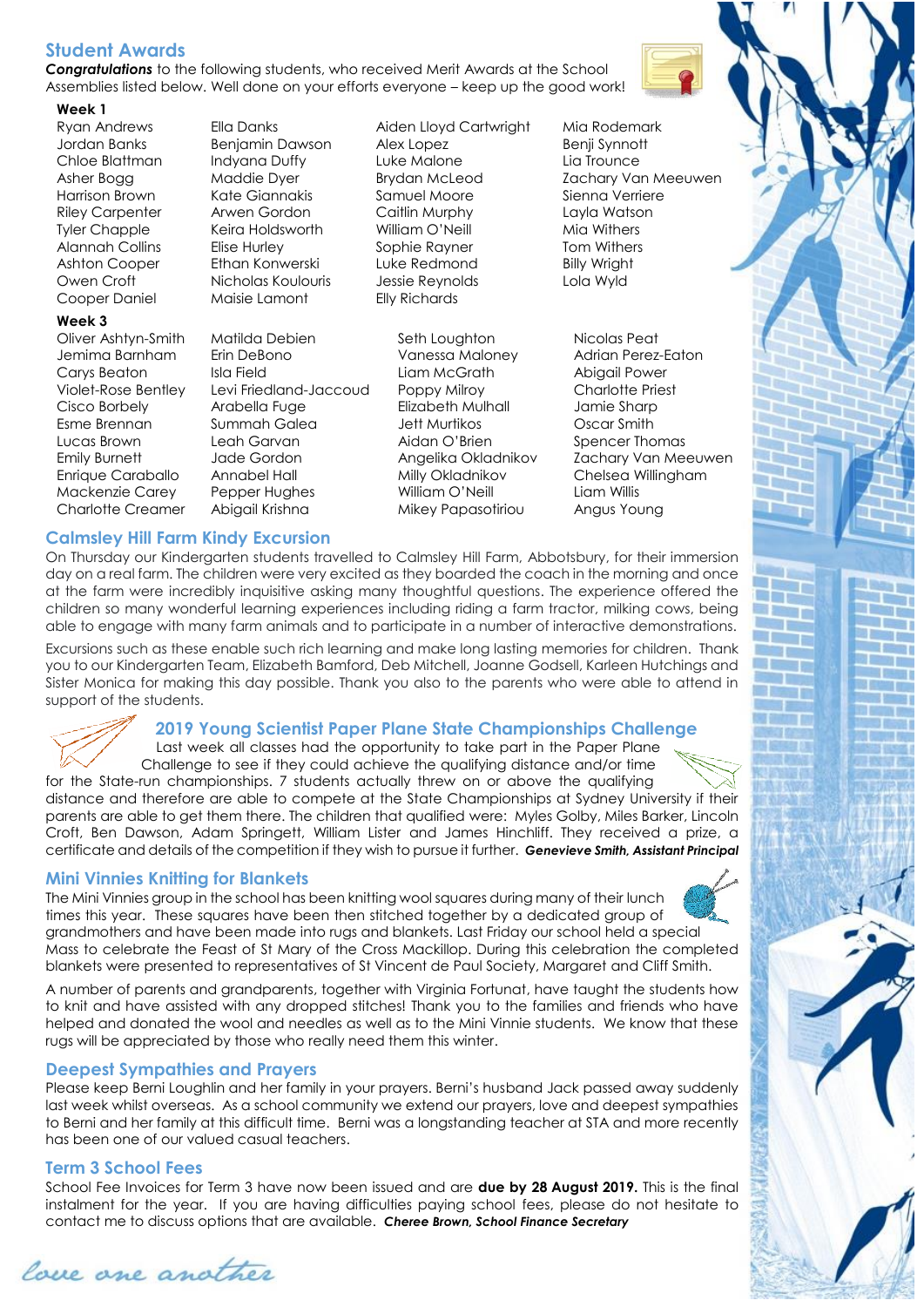## Student Awards

***Congratulations*** to the following students, who received Merit Awards at the School Assemblies listed below. Well done on your efforts everyone – keep up the good work!

**Week 1**

| | | | |
|---|---|---|---|
| Ryan Andrews | Ella Danks | Aiden Lloyd Cartwright | Mia Rodemark |
| Jordan Banks | Benjamin Dawson | Alex Lopez | Benji Synnott |
| Chloe Blattman | Indyana Duffy | Luke Malone | Lia Trounce |
| Asher Bogg | Maddie Dyer | Brydan McLeod | Zachary Van Meeuwen |
| Harrison Brown | Kate Giannakis | Samuel Moore | Sienna Verriere |
| Riley Carpenter | Arwen Gordon | Caitlin Murphy | Layla Watson |
| Tyler Chapple | Keira Holdsworth | William O'Neill | Mia Withers |
| Alannah Collins | Elise Hurley | Sophie Rayner | Tom Withers |
| Ashton Cooper | Ethan Konwerski | Luke Redmond | Billy Wright |
| Owen Croft | Nicholas Koulouris | Jessie Reynolds | Lola Wyld |
| Cooper Daniel | Maisie Lamont | Elly Richards | |

**Week 3**

| | | | |
|---|---|---|---|
| Oliver Ashtyn-Smith | Matilda Debien | Seth Loughton | Nicolas Peat |
| Jemima Barnham | Erin DeBono | Vanessa Maloney | Adrian Perez-Eaton |
| Carys Beaton | Isla Field | Liam McGrath | Abigail Power |
| Violet-Rose Bentley | Levi Friedland-Jaccoud | Poppy Milroy | Charlotte Priest |
| Cisco Borbely | Arabella Fuge | Elizabeth Mulhall | Jamie Sharp |
| Esme Brennan | Summah Galea | Jett Murtikos | Oscar Smith |
| Lucas Brown | Leah Garvan | Aidan O'Brien | Spencer Thomas |
| Emily Burnett | Jade Gordon | Angelika Okladnikov | Zachary Van Meeuwen |
| Enrique Caraballo | Annabel Hall | Milly Okladnikov | Chelsea Willingham |
| Mackenzie Carey | Pepper Hughes | William O'Neill | Liam Willis |
| Charlotte Creamer | Abigail Krishna | Mikey Papasotiriou | Angus Young |

## Calmsley Hill Farm Kindy Excursion

On Thursday our Kindergarten students travelled to Calmsley Hill Farm, Abbotsbury, for their immersion day on a real farm. The children were very excited as they boarded the coach in the morning and once at the farm were incredibly inquisitive asking many thoughtful questions. The experience offered the children so many wonderful learning experiences including riding a farm tractor, milking cows, being able to engage with many farm animals and to participate in a number of interactive demonstrations.

Excursions such as these enable such rich learning and make long lasting memories for children. Thank you to our Kindergarten Team, Elizabeth Bamford, Deb Mitchell, Joanne Godsell, Karleen Hutchings and Sister Monica for making this day possible. Thank you also to the parents who were able to attend in support of the students.

## 2019 Young Scientist Paper Plane State Championships Challenge

Last week all classes had the opportunity to take part in the Paper Plane Challenge to see if they could achieve the qualifying distance and/or time for the State-run championships. 7 students actually threw on or above the qualifying distance and therefore are able to compete at the State Championships at Sydney University if their parents are able to get them there. The children that qualified were: Myles Golby, Miles Barker, Lincoln Croft, Ben Dawson, Adam Springett, William Lister and James Hinchliff. They received a prize, a certificate and details of the competition if they wish to pursue it further. ***Genevieve Smith, Assistant Principal***

## Mini Vinnies Knitting for Blankets

The Mini Vinnies group in the school has been knitting wool squares during many of their lunch times this year. These squares have been then stitched together by a dedicated group of grandmothers and have been made into rugs and blankets. Last Friday our school held a special Mass to celebrate the Feast of St Mary of the Cross Mackillop. During this celebration the completed blankets were presented to representatives of St Vincent de Paul Society, Margaret and Cliff Smith.

A number of parents and grandparents, together with Virginia Fortunat, have taught the students how to knit and have assisted with any dropped stitches! Thank you to the families and friends who have helped and donated the wool and needles as well as to the Mini Vinnie students. We know that these rugs will be appreciated by those who really need them this winter.

## Deepest Sympathies and Prayers

Please keep Berni Loughlin and her family in your prayers. Berni's husband Jack passed away suddenly last week whilst overseas. As a school community we extend our prayers, love and deepest sympathies to Berni and her family at this difficult time. Berni was a longstanding teacher at STA and more recently has been one of our valued casual teachers.

## Term 3 School Fees

School Fee Invoices for Term 3 have now been issued and are **due by 28 August 2019.** This is the final instalment for the year. If you are having difficulties paying school fees, please do not hesitate to contact me to discuss options that are available. ***Cheree Brown, School Finance Secretary***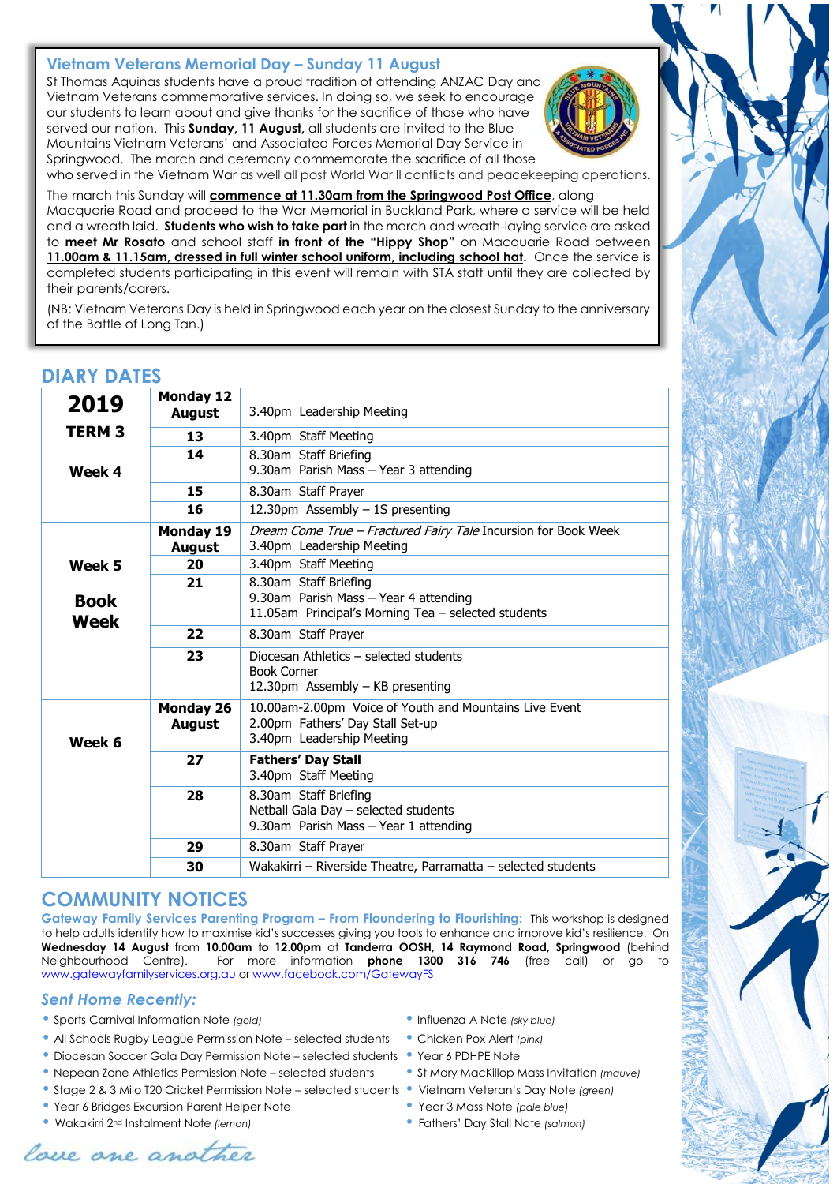## Vietnam Veterans Memorial Day – Sunday 11 August

St Thomas Aquinas students have a proud tradition of attending ANZAC Day and Vietnam Veterans commemorative services. In doing so, we seek to encourage our students to learn about and give thanks for the sacrifice of those who have served our nation. This **Sunday, 11 August,** all students are invited to the Blue Mountains Vietnam Veterans' and Associated Forces Memorial Day Service in Springwood. The march and ceremony commemorate the sacrifice of all those who served in the Vietnam War as well all post World War II conflicts and peacekeeping operations.

The march this Sunday will **commence at 11.30am from the Springwood Post Office**, along Macquarie Road and proceed to the War Memorial in Buckland Park, where a service will be held and a wreath laid. **Students who wish to take part** in the march and wreath-laying service are asked to **meet Mr Rosato** and school staff **in front of the "Hippy Shop"** on Macquarie Road between **11.00am & 11.15am, dressed in full winter school uniform, including school hat.** Once the service is completed students participating in this event will remain with STA staff until they are collected by their parents/carers.

(NB: Vietnam Veterans Day is held in Springwood each year on the closest Sunday to the anniversary of the Battle of Long Tan.)

## DIARY DATES

| | | |
|---|---|---|
| **2019 TERM 3 Week 4** | **Monday 12 August** | 3.40pm Leadership Meeting |
| | **13** | 3.40pm Staff Meeting |
| | **14** | 8.30am Staff Briefing<br>9.30am Parish Mass – Year 3 attending |
| | **15** | 8.30am Staff Prayer |
| | **16** | 12.30pm Assembly – 1S presenting |
| **Week 5 Book Week** | **Monday 19 August** | *Dream Come True – Fractured Fairy Tale* Incursion for Book Week<br>3.40pm Leadership Meeting |
| | **20** | 3.40pm Staff Meeting |
| | **21** | 8.30am Staff Briefing<br>9.30am Parish Mass – Year 4 attending<br>11.05am Principal's Morning Tea – selected students |
| | **22** | 8.30am Staff Prayer |
| | **23** | Diocesan Athletics – selected students<br>Book Corner<br>12.30pm Assembly – KB presenting |
| **Week 6** | **Monday 26 August** | 10.00am-2.00pm Voice of Youth and Mountains Live Event<br>2.00pm Fathers' Day Stall Set-up<br>3.40pm Leadership Meeting |
| | **27** | **Fathers' Day Stall**<br>3.40pm Staff Meeting |
| | **28** | 8.30am Staff Briefing<br>Netball Gala Day – selected students<br>9.30am Parish Mass – Year 1 attending |
| | **29** | 8.30am Staff Prayer |
| | **30** | Wakakirri – Riverside Theatre, Parramatta – selected students |

## COMMUNITY NOTICES

**Gateway Family Services Parenting Program – From Floundering to Flourishing:** This workshop is designed to help adults identify how to maximise kid's successes giving you tools to enhance and improve kid's resilience. On **Wednesday 14 August** from **10.00am to 12.00pm** at **Tanderra OOSH, 14 Raymond Road, Springwood** (behind Neighbourhood Centre). For more information **phone 1300 316 746** (free call) or go to www.gatewayfamilyservices.org.au or www.facebook.com/GatewayFS

### *Sent Home Recently:*

- Sports Carnival Information Note *(gold)*
- All Schools Rugby League Permission Note – selected students
- Diocesan Soccer Gala Day Permission Note – selected students
- Nepean Zone Athletics Permission Note – selected students
- Stage 2 & 3 Milo T20 Cricket Permission Note – selected students
- Year 6 Bridges Excursion Parent Helper Note
- Wakakirri 2nd Instalment Note *(lemon)*
- Influenza A Note *(sky blue)*
- Chicken Pox Alert *(pink)*
- Year 6 PDHPE Note
- St Mary MacKillop Mass Invitation *(mauve)*
- Vietnam Veteran's Day Note *(green)*
- Year 3 Mass Note *(pale blue)*
- Fathers' Day Stall Note *(salmon)*

*Love one another*